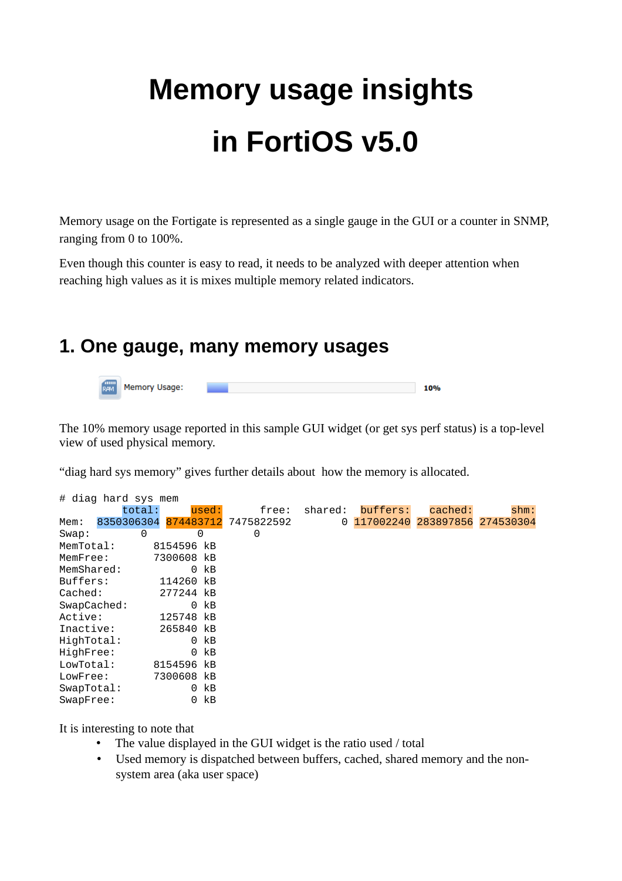# Memory usage insights

# in FortiOS v5.0

Memory usage on the Fortigate is represented as a single gauge in the GUI or a counter in SNMP, ranging from 0 to 100%.

Even though this counter is easy to read, it needs to be analyzed with deeper attention when reaching high values as it is mixes multiple memory related indicators.

## 1. One gauge, many memory usages

Memory Usage: 10%

The 10% memory usage reported in this sample GUI widget (or get sys perf status) is a top-level view of used physical memory.

“diag hard sys memory” gives further details about how the memory is allocated.

```
# diag hard sys mem
        total:      used:      free:  shared:   buffers:   cached:       shm:
Mem:  8350306304 874483712 7475822592        0 117002240 283897856 274530304
Swap:          0         0          0
MemTotal:        8154596 kB
MemFree:         7300608 kB
MemShared:             0 kB
Buffers:          114260 kB
Cached:           277244 kB
SwapCached:            0 kB
Active:           125748 kB
Inactive:         265840 kB
HighTotal:             0 kB
HighFree:              0 kB
LowTotal:        8154596 kB
LowFree:         7300608 kB
SwapTotal:             0 kB
SwapFree:              0 kB
```

It is interesting to note that

- The value displayed in the GUI widget is the ratio used / total
- Used memory is dispatched between buffers, cached, shared memory and the non-system area (aka user space)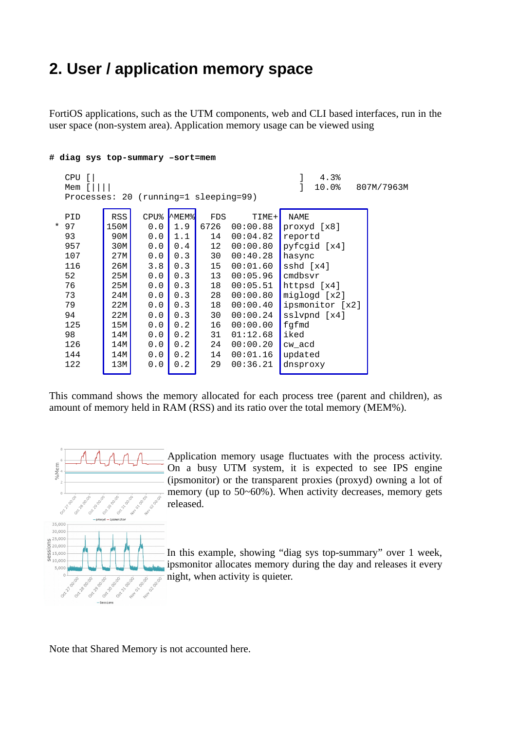## 2. User / application memory space

FortiOS applications, such as the UTM components, web and CLI based interfaces, run in the user space (non-system area). Application memory usage can be viewed using

```
# diag sys top-summary –sort=mem

   CPU [|                                            ]   4.3%
   Mem [||||                                         ]  10.0%   807M/7963M
   Processes: 20 (running=1 sleeping=99)

   PID      RSS    CPU% ^MEM%   FDS     TIME+  NAME
 * 97      150M     0.0   1.9  6726  00:00.88  proxyd [x8]
   93       90M     0.0   1.1    14  00:04.82  reportd
   957      30M     0.0   0.4    12  00:00.80  pyfcgid [x4]
   107      27M     0.0   0.3    30  00:40.28  hasync
   116      26M     3.8   0.3    15  00:01.60  sshd [x4]
   52       25M     0.0   0.3    13  00:05.96  cmdbsvr
   76       25M     0.0   0.3    18  00:05.51  httpsd [x4]
   73       24M     0.0   0.3    28  00:00.80  miglogd [x2]
   79       22M     0.0   0.3    18  00:00.40  ipsmonitor [x2]
   94       22M     0.0   0.3    30  00:00.24  sslvpnd [x4]
   125      15M     0.0   0.2    16  00:00.00  fgfmd
   98       14M     0.0   0.2    31  01:12.68  iked
   126      14M     0.0   0.2    24  00:00.20  cw_acd
   144      14M     0.0   0.2    14  00:01.16  updated
   122      13M     0.0   0.2    29  00:36.21  dnsproxy
```

This command shows the memory allocated for each process tree (parent and children), as amount of memory held in RAM (RSS) and its ratio over the total memory (MEM%).

Application memory usage fluctuates with the process activity. On a busy UTM system, it is expected to see IPS engine (ipsmonitor) or the transparent proxies (proxyd) owning a lot of memory (up to 50~60%). When activity decreases, memory gets released.

In this example, showing “diag sys top-summary” over 1 week, ipsmonitor allocates memory during the day and releases it every night, when activity is quieter.

Note that Shared Memory is not accounted here.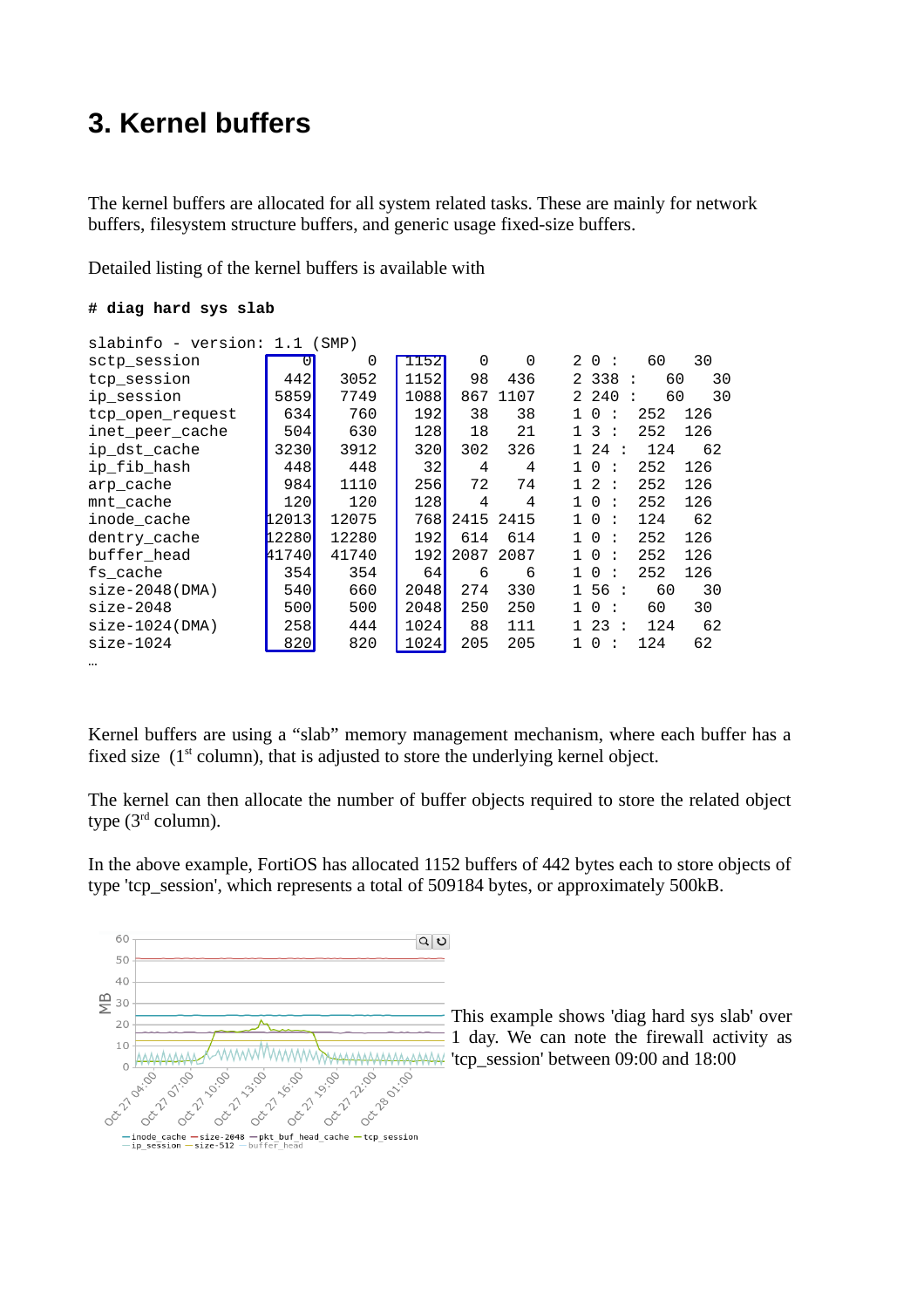# 3. Kernel buffers

The kernel buffers are allocated for all system related tasks. These are mainly for network buffers, filesystem structure buffers, and generic usage fixed-size buffers.

Detailed listing of the kernel buffers is available with

**# diag hard sys slab**

```
slabinfo - version: 1.1 (SMP)
sctp_session            0      0   1152     0    0    2 0 :   60   30
tcp_session           442   3052   1152    98  436    2 338 :   60   30
ip_session           5859   7749   1088   867 1107    2 240 :   60   30
tcp_open_request      634    760    192    38   38    1 0 :  252  126
inet_peer_cache       504    630    128    18   21    1 3 :  252  126
ip_dst_cache         3230   3912    320   302  326    1 24 :  124   62
ip_fib_hash           448    448     32     4    4    1 0 :  252  126
arp_cache             984   1110    256    72   74    1 2 :  252  126
mnt_cache             120    120    128     4    4    1 0 :  252  126
inode_cache         12013  12075    768  2415 2415    1 0 :  124   62
dentry_cache        12280  12280    192   614  614    1 0 :  252  126
buffer_head         41740  41740    192  2087 2087    1 0 :  252  126
fs_cache              354    354     64     6    6    1 0 :  252  126
size-2048(DMA)        540    660   2048   274  330    1 56 :   60   30
size-2048             500    500   2048   250  250    1 0 :   60   30
size-1024(DMA)        258    444   1024    88  111    1 23 :  124   62
size-1024             820    820   1024   205  205    1 0 :  124   62
…
```

Kernel buffers are using a “slab” memory management mechanism, where each buffer has a fixed size (1st column), that is adjusted to store the underlying kernel object.

The kernel can then allocate the number of buffer objects required to store the related object type (3rd column).

In the above example, FortiOS has allocated 1152 buffers of 442 bytes each to store objects of type 'tcp_session', which represents a total of 509184 bytes, or approximately 500kB.

This example shows 'diag hard sys slab' over 1 day. We can note the firewall activity as 'tcp_session' between 09:00 and 18:00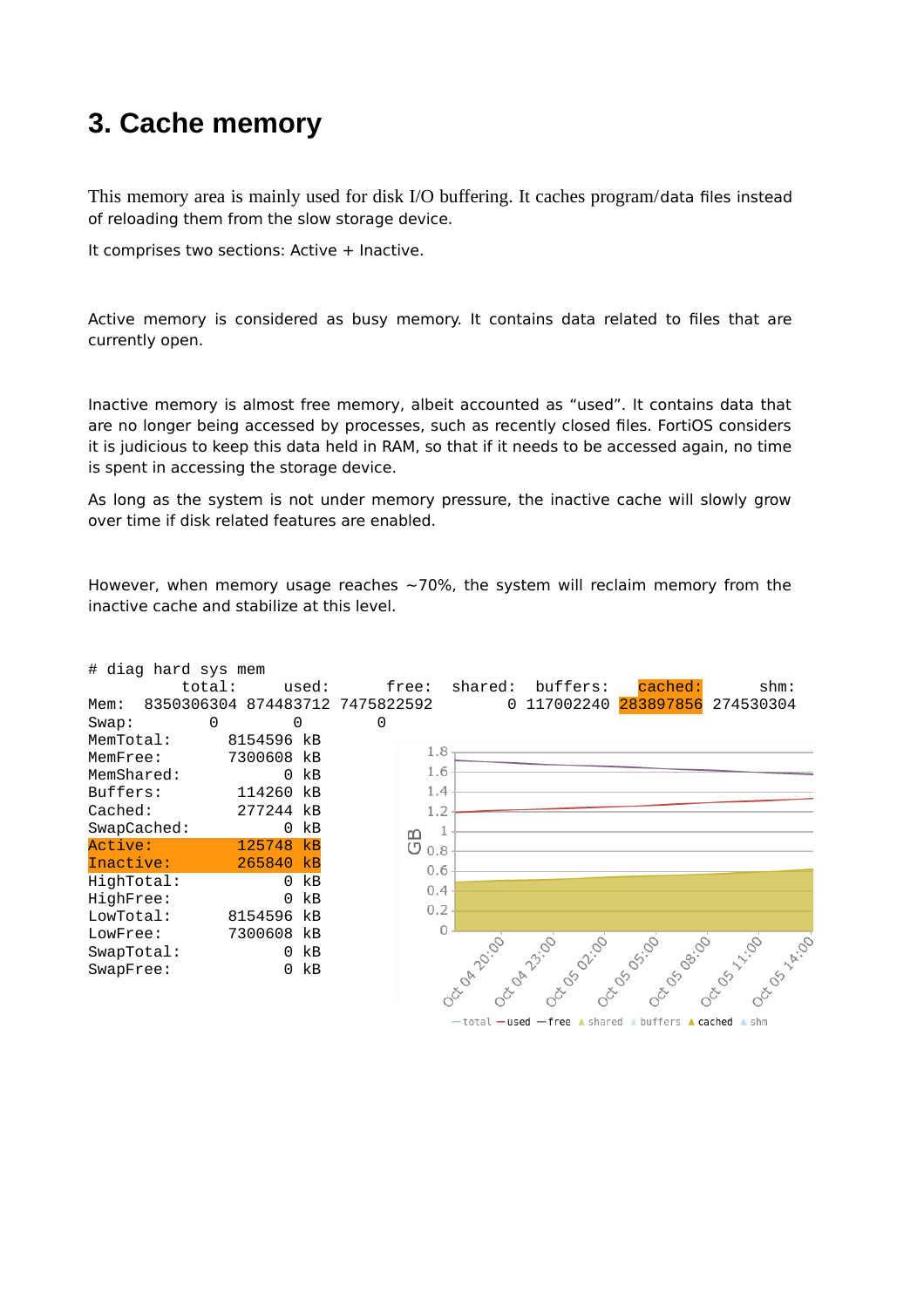# 3. Cache memory

This memory area is mainly used for disk I/O buffering. It caches program/data files instead of reloading them from the slow storage device.

It comprises two sections: Active + Inactive.

Active memory is considered as busy memory. It contains data related to files that are currently open.

Inactive memory is almost free memory, albeit accounted as “used”. It contains data that are no longer being accessed by processes, such as recently closed files. FortiOS considers it is judicious to keep this data held in RAM, so that if it needs to be accessed again, no time is spent in accessing the storage device.

As long as the system is not under memory pressure, the inactive cache will slowly grow over time if disk related features are enabled.

However, when memory usage reaches ~70%, the system will reclaim memory from the inactive cache and stabilize at this level.

```
# diag hard sys mem
          total:     used:      free:   shared:  buffers:   cached:       shm:
Mem:  8350306304 874483712 7475822592         0 117002240 283897856 274530304
Swap:        0        0        0
MemTotal:        8154596 kB
MemFree:         7300608 kB
MemShared:             0 kB
Buffers:          114260 kB
Cached:           277244 kB
SwapCached:            0 kB
Active:           125748 kB
Inactive:         265840 kB
HighTotal:             0 kB
HighFree:              0 kB
LowTotal:        8154596 kB
LowFree:         7300608 kB
SwapTotal:             0 kB
SwapFree:              0 kB
```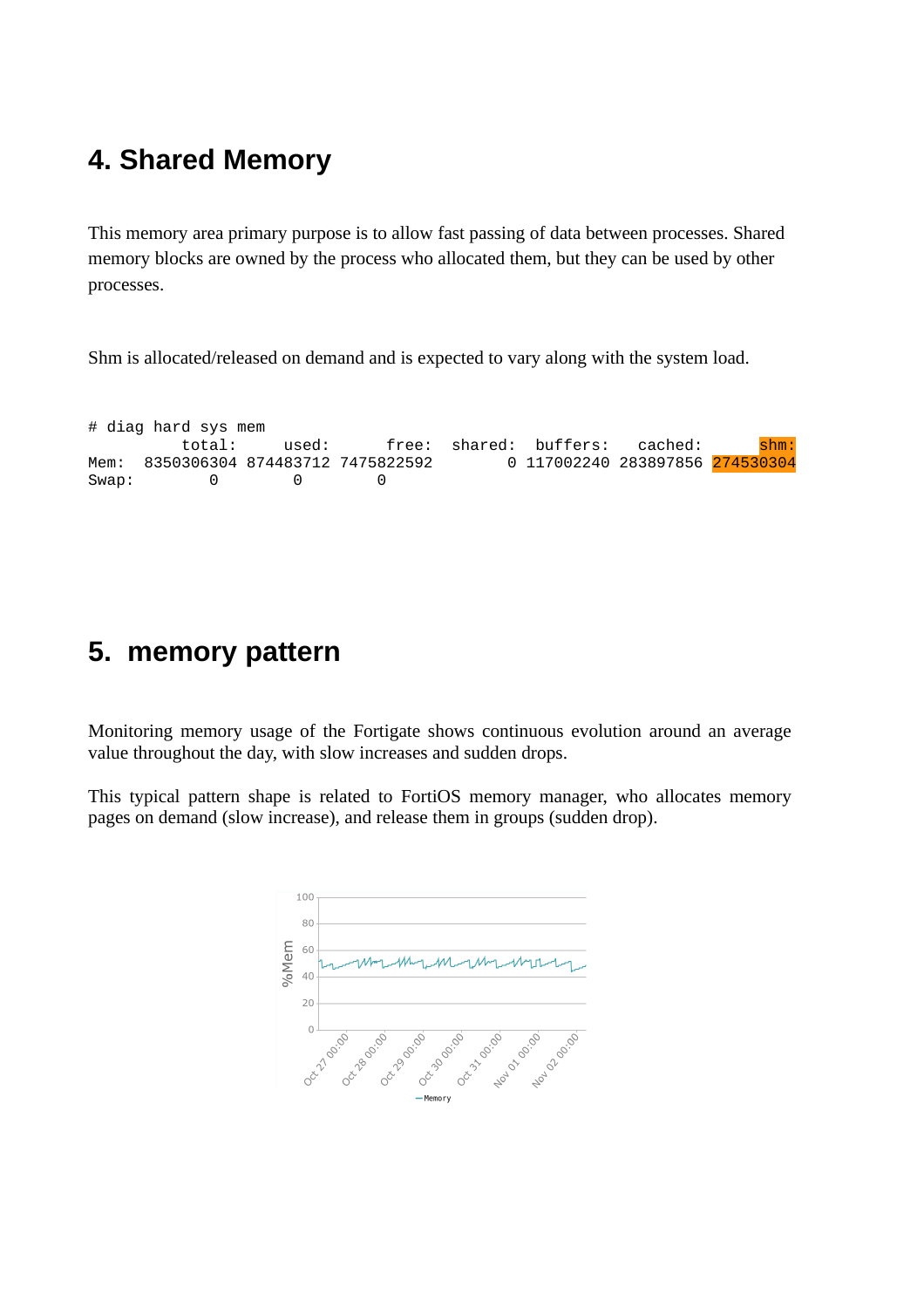## 4. Shared Memory

This memory area primary purpose is to allow fast passing of data between processes. Shared memory blocks are owned by the process who allocated them, but they can be used by other processes.

Shm is allocated/released on demand and is expected to vary along with the system load.

```
# diag hard sys mem
          total:      used:      free:   shared:  buffers:   cached:       shm:
Mem:  8350306304 874483712 7475822592        0 117002240 283897856 274530304
Swap:          0         0         0
```

## 5. memory pattern

Monitoring memory usage of the Fortigate shows continuous evolution around an average value throughout the day, with slow increases and sudden drops.

This typical pattern shape is related to FortiOS memory manager, who allocates memory pages on demand (slow increase), and release them in groups (sudden drop).

100
80
60
40
20
0
%Mem
Oct 27 00:00
Oct 28 00:00
Oct 29 00:00
Oct 30 00:00
Oct 31 00:00
Nov 01 00:00
Nov 02 00:00
Memory